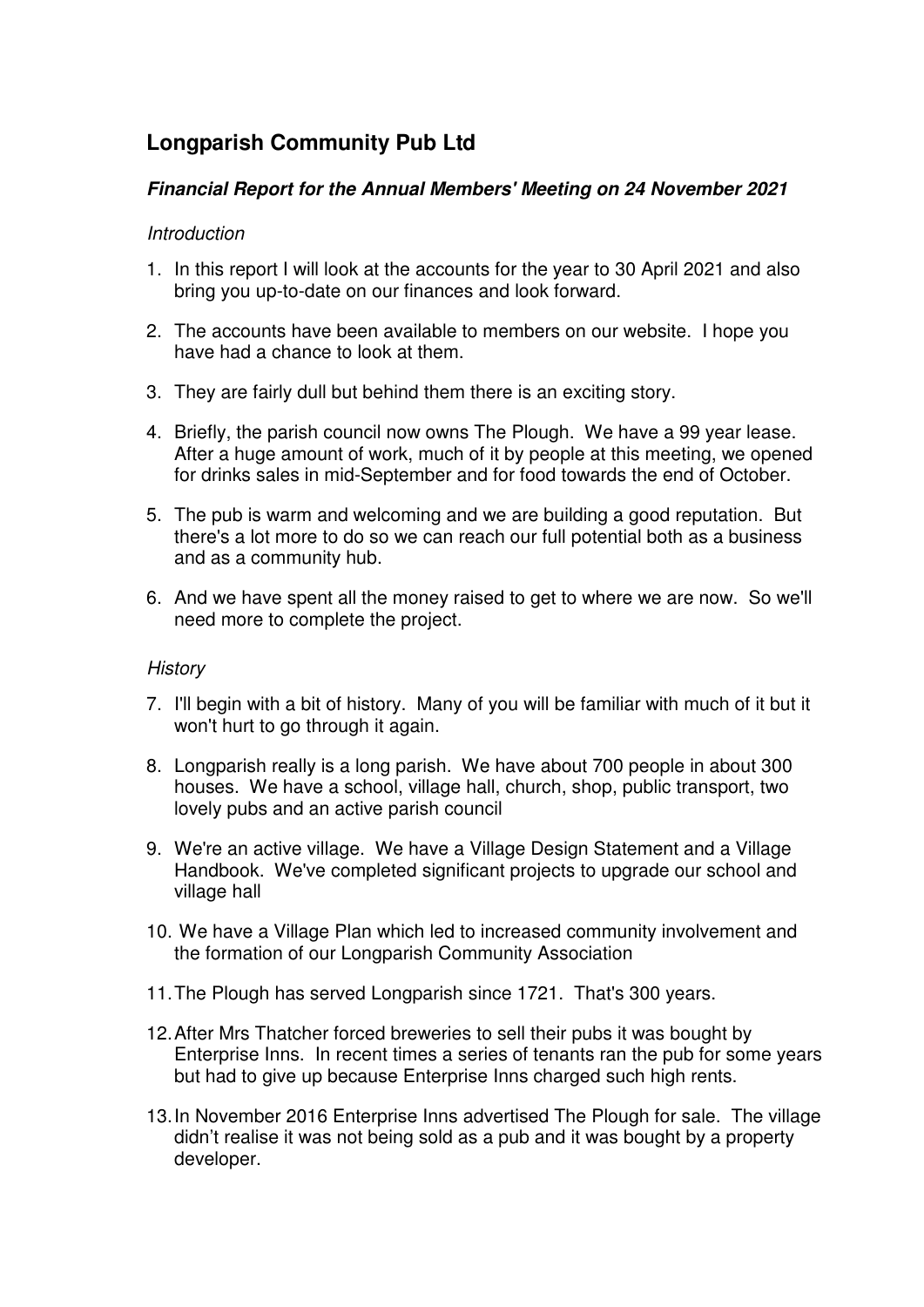# Longparish Community Pub Ltd

### *Financial Report for the Annual Members' Meeting on 24 November 2021*

*Introduction*

1. In this report I will look at the accounts for the year to 30 April 2021 and also bring you up-to-date on our finances and look forward.
2. The accounts have been available to members on our website. I hope you have had a chance to look at them.
3. They are fairly dull but behind them there is an exciting story.
4. Briefly, the parish council now owns The Plough. We have a 99 year lease. After a huge amount of work, much of it by people at this meeting, we opened for drinks sales in mid-September and for food towards the end of October.
5. The pub is warm and welcoming and we are building a good reputation. But there's a lot more to do so we can reach our full potential both as a business and as a community hub.
6. And we have spent all the money raised to get to where we are now. So we'll need more to complete the project.

*History*

7. I'll begin with a bit of history. Many of you will be familiar with much of it but it won't hurt to go through it again.
8. Longparish really is a long parish. We have about 700 people in about 300 houses. We have a school, village hall, church, shop, public transport, two lovely pubs and an active parish council
9. We're an active village. We have a Village Design Statement and a Village Handbook. We've completed significant projects to upgrade our school and village hall
10. We have a Village Plan which led to increased community involvement and the formation of our Longparish Community Association
11. The Plough has served Longparish since 1721. That's 300 years.
12. After Mrs Thatcher forced breweries to sell their pubs it was bought by Enterprise Inns. In recent times a series of tenants ran the pub for some years but had to give up because Enterprise Inns charged such high rents.
13. In November 2016 Enterprise Inns advertised The Plough for sale. The village didn't realise it was not being sold as a pub and it was bought by a property developer.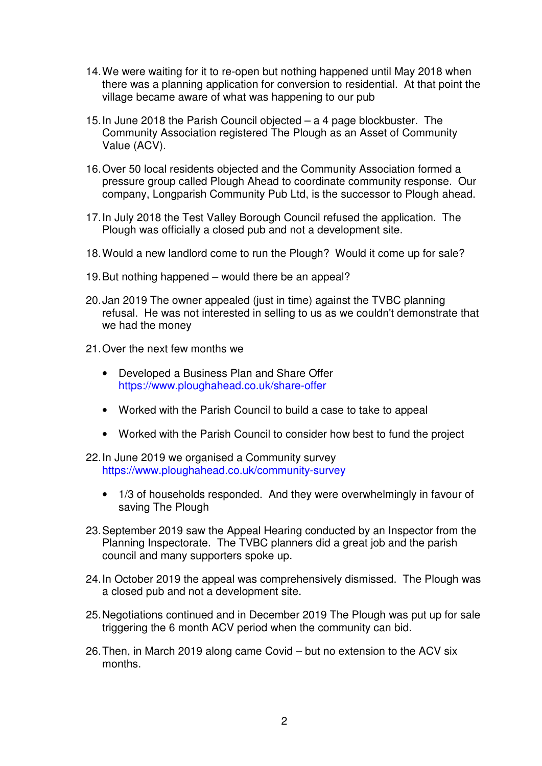14. We were waiting for it to re-open but nothing happened until May 2018 when there was a planning application for conversion to residential. At that point the village became aware of what was happening to our pub

15. In June 2018 the Parish Council objected – a 4 page blockbuster. The Community Association registered The Plough as an Asset of Community Value (ACV).

16. Over 50 local residents objected and the Community Association formed a pressure group called Plough Ahead to coordinate community response. Our company, Longparish Community Pub Ltd, is the successor to Plough ahead.

17. In July 2018 the Test Valley Borough Council refused the application. The Plough was officially a closed pub and not a development site.

18. Would a new landlord come to run the Plough? Would it come up for sale?

19. But nothing happened – would there be an appeal?

20. Jan 2019 The owner appealed (just in time) against the TVBC planning refusal. He was not interested in selling to us as we couldn't demonstrate that we had the money

21. Over the next few months we

    - Developed a Business Plan and Share Offer https://www.ploughahead.co.uk/share-offer

    - Worked with the Parish Council to build a case to take to appeal

    - Worked with the Parish Council to consider how best to fund the project

22. In June 2019 we organised a Community survey https://www.ploughahead.co.uk/community-survey

    - 1/3 of households responded. And they were overwhelmingly in favour of saving The Plough

23. September 2019 saw the Appeal Hearing conducted by an Inspector from the Planning Inspectorate. The TVBC planners did a great job and the parish council and many supporters spoke up.

24. In October 2019 the appeal was comprehensively dismissed. The Plough was a closed pub and not a development site.

25. Negotiations continued and in December 2019 The Plough was put up for sale triggering the 6 month ACV period when the community can bid.

26. Then, in March 2019 along came Covid – but no extension to the ACV six months.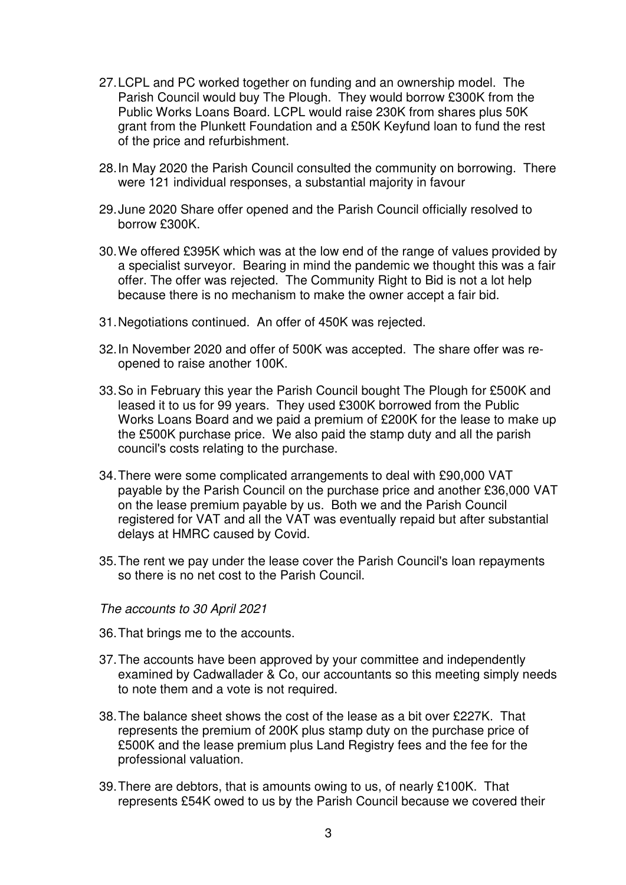27. LCPL and PC worked together on funding and an ownership model. The Parish Council would buy The Plough. They would borrow £300K from the Public Works Loans Board. LCPL would raise 230K from shares plus 50K grant from the Plunkett Foundation and a £50K Keyfund loan to fund the rest of the price and refurbishment.

28. In May 2020 the Parish Council consulted the community on borrowing. There were 121 individual responses, a substantial majority in favour

29. June 2020 Share offer opened and the Parish Council officially resolved to borrow £300K.

30. We offered £395K which was at the low end of the range of values provided by a specialist surveyor. Bearing in mind the pandemic we thought this was a fair offer. The offer was rejected. The Community Right to Bid is not a lot help because there is no mechanism to make the owner accept a fair bid.

31. Negotiations continued. An offer of 450K was rejected.

32. In November 2020 and offer of 500K was accepted. The share offer was re-opened to raise another 100K.

33. So in February this year the Parish Council bought The Plough for £500K and leased it to us for 99 years. They used £300K borrowed from the Public Works Loans Board and we paid a premium of £200K for the lease to make up the £500K purchase price. We also paid the stamp duty and all the parish council's costs relating to the purchase.

34. There were some complicated arrangements to deal with £90,000 VAT payable by the Parish Council on the purchase price and another £36,000 VAT on the lease premium payable by us. Both we and the Parish Council registered for VAT and all the VAT was eventually repaid but after substantial delays at HMRC caused by Covid.

35. The rent we pay under the lease cover the Parish Council's loan repayments so there is no net cost to the Parish Council.

*The accounts to 30 April 2021*

36. That brings me to the accounts.

37. The accounts have been approved by your committee and independently examined by Cadwallader & Co, our accountants so this meeting simply needs to note them and a vote is not required.

38. The balance sheet shows the cost of the lease as a bit over £227K. That represents the premium of 200K plus stamp duty on the purchase price of £500K and the lease premium plus Land Registry fees and the fee for the professional valuation.

39. There are debtors, that is amounts owing to us, of nearly £100K. That represents £54K owed to us by the Parish Council because we covered their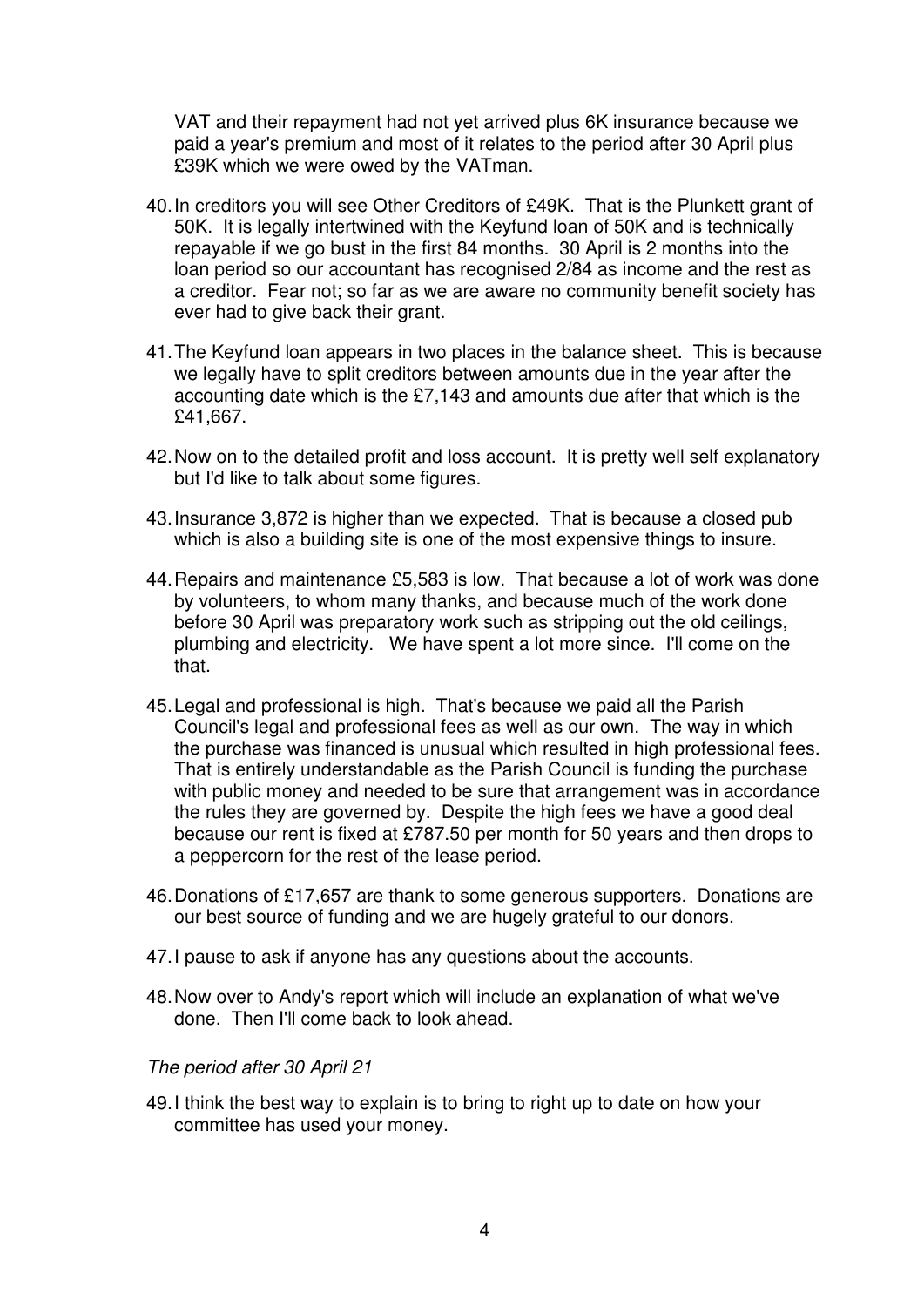VAT and their repayment had not yet arrived plus 6K insurance because we paid a year's premium and most of it relates to the period after 30 April plus £39K which we were owed by the VATman.

40. In creditors you will see Other Creditors of £49K. That is the Plunkett grant of 50K. It is legally intertwined with the Keyfund loan of 50K and is technically repayable if we go bust in the first 84 months. 30 April is 2 months into the loan period so our accountant has recognised 2/84 as income and the rest as a creditor. Fear not; so far as we are aware no community benefit society has ever had to give back their grant.

41. The Keyfund loan appears in two places in the balance sheet. This is because we legally have to split creditors between amounts due in the year after the accounting date which is the £7,143 and amounts due after that which is the £41,667.

42. Now on to the detailed profit and loss account. It is pretty well self explanatory but I'd like to talk about some figures.

43. Insurance 3,872 is higher than we expected. That is because a closed pub which is also a building site is one of the most expensive things to insure.

44. Repairs and maintenance £5,583 is low. That because a lot of work was done by volunteers, to whom many thanks, and because much of the work done before 30 April was preparatory work such as stripping out the old ceilings, plumbing and electricity. We have spent a lot more since. I'll come on the that.

45. Legal and professional is high. That's because we paid all the Parish Council's legal and professional fees as well as our own. The way in which the purchase was financed is unusual which resulted in high professional fees. That is entirely understandable as the Parish Council is funding the purchase with public money and needed to be sure that arrangement was in accordance the rules they are governed by. Despite the high fees we have a good deal because our rent is fixed at £787.50 per month for 50 years and then drops to a peppercorn for the rest of the lease period.

46. Donations of £17,657 are thank to some generous supporters. Donations are our best source of funding and we are hugely grateful to our donors.

47. I pause to ask if anyone has any questions about the accounts.

48. Now over to Andy's report which will include an explanation of what we've done. Then I'll come back to look ahead.

*The period after 30 April 21*

49. I think the best way to explain is to bring to right up to date on how your committee has used your money.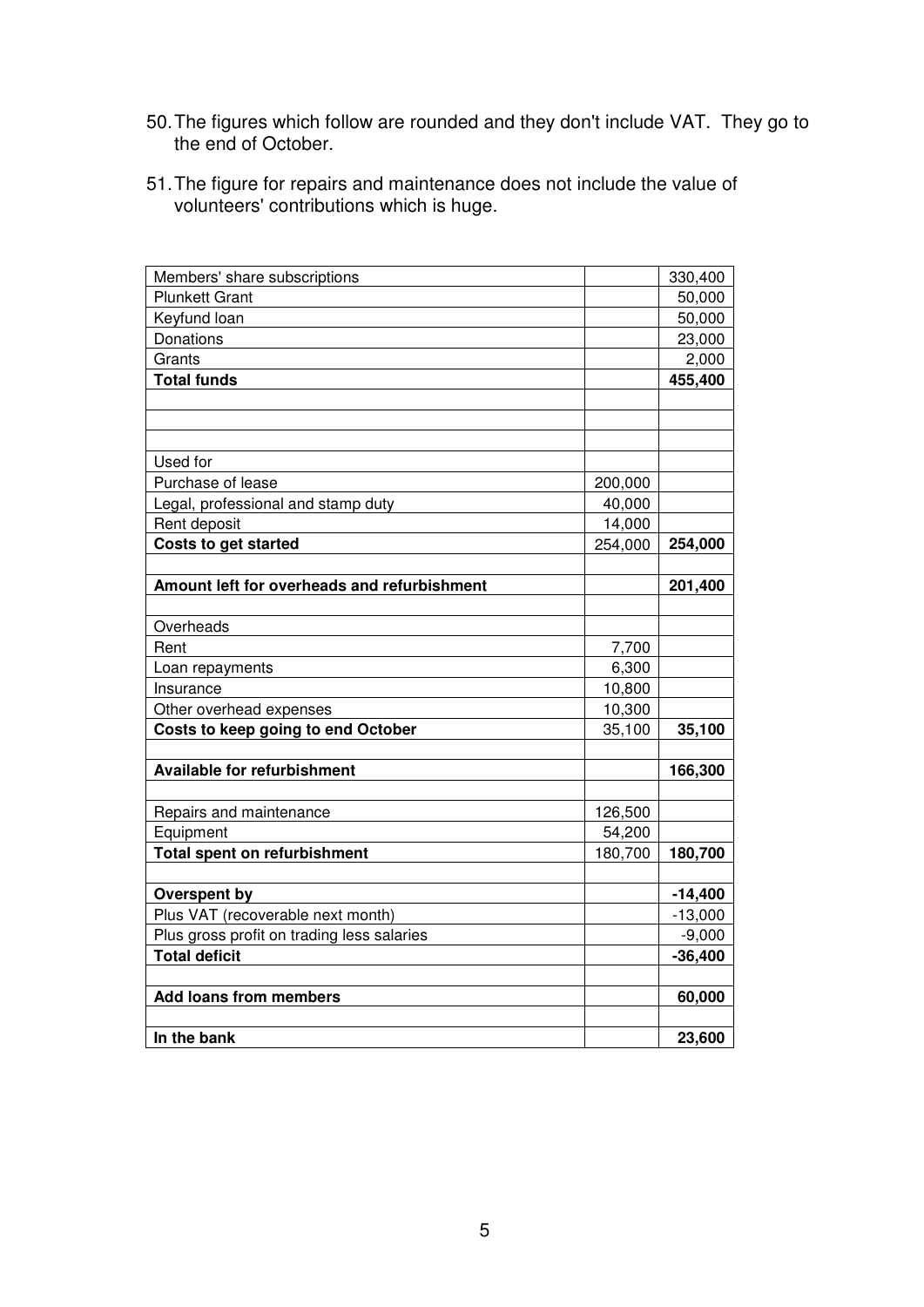50. The figures which follow are rounded and they don't include VAT. They go to the end of October.

51. The figure for repairs and maintenance does not include the value of volunteers' contributions which is huge.

| | | |
|---|---|---|
| Members' share subscriptions | | 330,400 |
| Plunkett Grant | | 50,000 |
| Keyfund loan | | 50,000 |
| Donations | | 23,000 |
| Grants | | 2,000 |
| **Total funds** | | **455,400** |
| | | |
| | | |
| | | |
| Used for | | |
| Purchase of lease | 200,000 | |
| Legal, professional and stamp duty | 40,000 | |
| Rent deposit | 14,000 | |
| **Costs to get started** | 254,000 | **254,000** |
| | | |
| **Amount left for overheads and refurbishment** | | **201,400** |
| | | |
| Overheads | | |
| Rent | 7,700 | |
| Loan repayments | 6,300 | |
| Insurance | 10,800 | |
| Other overhead expenses | 10,300 | |
| **Costs to keep going to end October** | 35,100 | **35,100** |
| | | |
| **Available for refurbishment** | | **166,300** |
| | | |
| Repairs and maintenance | 126,500 | |
| Equipment | 54,200 | |
| **Total spent on refurbishment** | 180,700 | **180,700** |
| | | |
| **Overspent by** | | **-14,400** |
| Plus VAT (recoverable next month) | | -13,000 |
| Plus gross profit on trading less salaries | | -9,000 |
| **Total deficit** | | **-36,400** |
| | | |
| **Add loans from members** | | **60,000** |
| | | |
| **In the bank** | | **23,600** |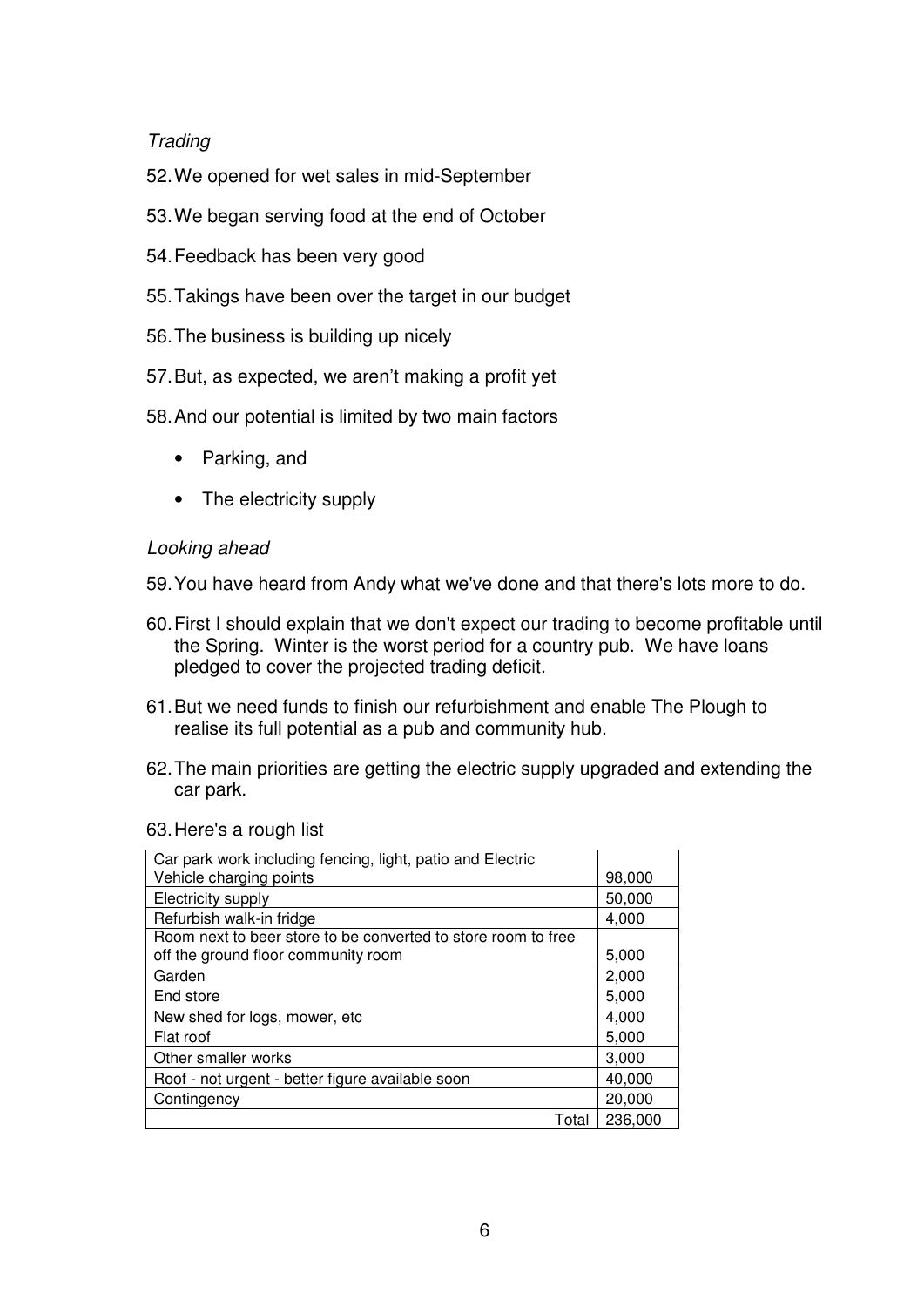*Trading*

52. We opened for wet sales in mid-September

53. We began serving food at the end of October

54. Feedback has been very good

55. Takings have been over the target in our budget

56. The business is building up nicely

57. But, as expected, we aren't making a profit yet

58. And our potential is limited by two main factors

    - Parking, and
    - The electricity supply

*Looking ahead*

59. You have heard from Andy what we've done and that there's lots more to do.

60. First I should explain that we don't expect our trading to become profitable until the Spring. Winter is the worst period for a country pub. We have loans pledged to cover the projected trading deficit.

61. But we need funds to finish our refurbishment and enable The Plough to realise its full potential as a pub and community hub.

62. The main priorities are getting the electric supply upgraded and extending the car park.

63. Here's a rough list

| Item | Cost |
|---|---|
| Car park work including fencing, light, patio and Electric Vehicle charging points | 98,000 |
| Electricity supply | 50,000 |
| Refurbish walk-in fridge | 4,000 |
| Room next to beer store to be converted to store room to free off the ground floor community room | 5,000 |
| Garden | 2,000 |
| End store | 5,000 |
| New shed for logs, mower, etc | 4,000 |
| Flat roof | 5,000 |
| Other smaller works | 3,000 |
| Roof - not urgent - better figure available soon | 40,000 |
| Contingency | 20,000 |
| Total | 236,000 |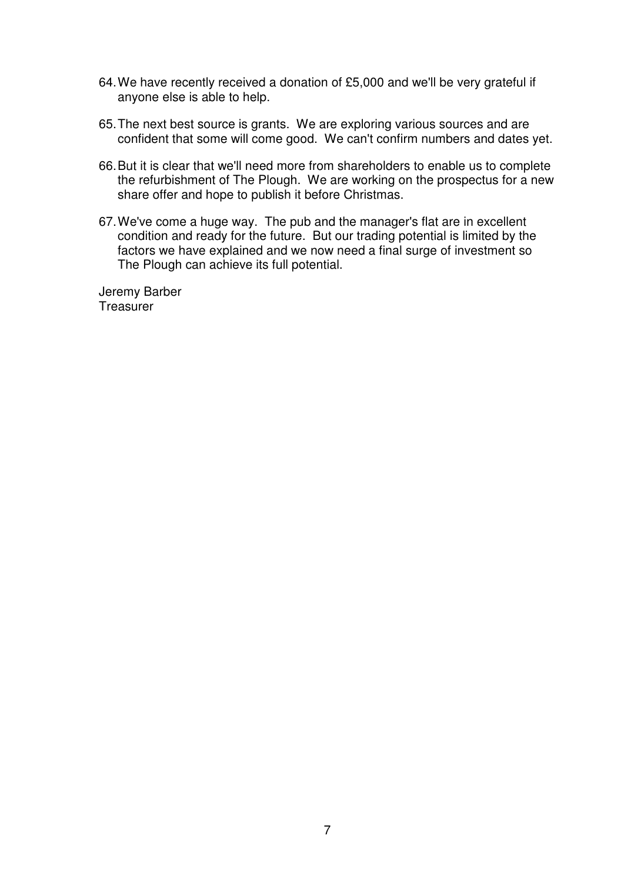64. We have recently received a donation of £5,000 and we'll be very grateful if anyone else is able to help.

65. The next best source is grants. We are exploring various sources and are confident that some will come good. We can't confirm numbers and dates yet.

66. But it is clear that we'll need more from shareholders to enable us to complete the refurbishment of The Plough. We are working on the prospectus for a new share offer and hope to publish it before Christmas.

67. We've come a huge way. The pub and the manager's flat are in excellent condition and ready for the future. But our trading potential is limited by the factors we have explained and we now need a final surge of investment so The Plough can achieve its full potential.

Jeremy Barber
Treasurer